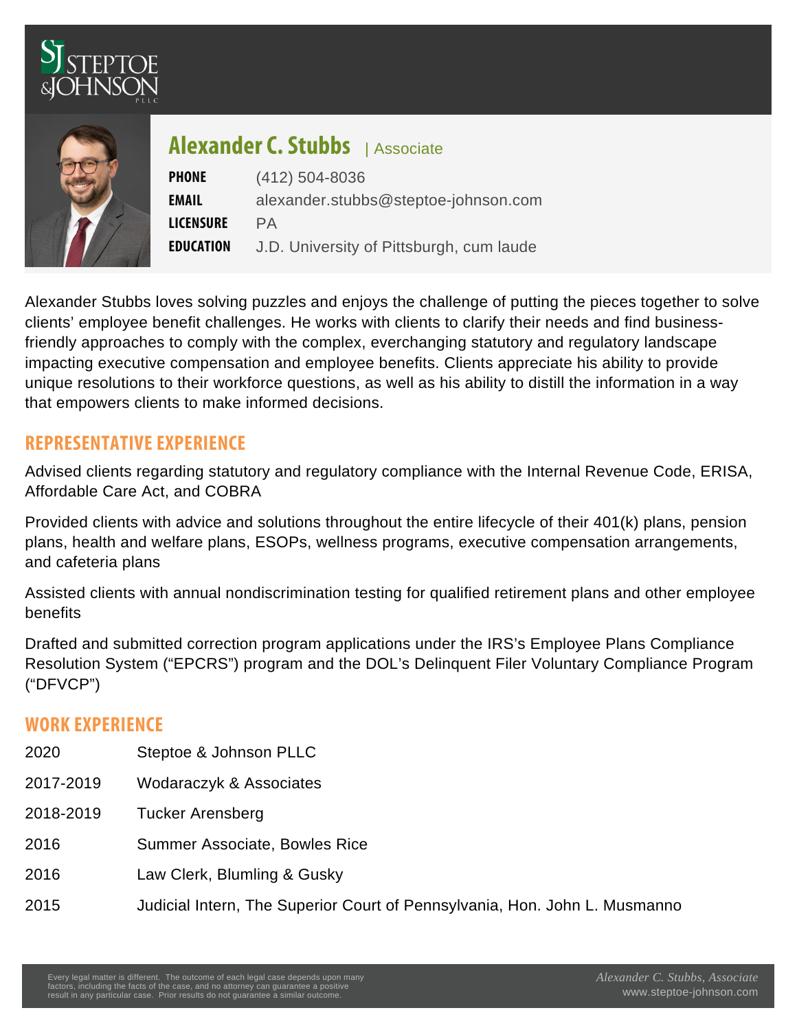# Alexander C. Stubbs | Associate

| | |
|---|---|
| **PHONE** | (412) 504-8036 |
| **EMAIL** | alexander.stubbs@steptoe-johnson.com |
| **LICENSURE** | PA |
| **EDUCATION** | J.D. University of Pittsburgh, cum laude |

Alexander Stubbs loves solving puzzles and enjoys the challenge of putting the pieces together to solve clients' employee benefit challenges. He works with clients to clarify their needs and find business-friendly approaches to comply with the complex, everchanging statutory and regulatory landscape impacting executive compensation and employee benefits. Clients appreciate his ability to provide unique resolutions to their workforce questions, as well as his ability to distill the information in a way that empowers clients to make informed decisions.

## REPRESENTATIVE EXPERIENCE

Advised clients regarding statutory and regulatory compliance with the Internal Revenue Code, ERISA, Affordable Care Act, and COBRA

Provided clients with advice and solutions throughout the entire lifecycle of their 401(k) plans, pension plans, health and welfare plans, ESOPs, wellness programs, executive compensation arrangements, and cafeteria plans

Assisted clients with annual nondiscrimination testing for qualified retirement plans and other employee benefits

Drafted and submitted correction program applications under the IRS's Employee Plans Compliance Resolution System ("EPCRS") program and the DOL's Delinquent Filer Voluntary Compliance Program ("DFVCP")

## WORK EXPERIENCE

| | |
|---|---|
| 2020 | Steptoe & Johnson PLLC |
| 2017-2019 | Wodaraczyk & Associates |
| 2018-2019 | Tucker Arensberg |
| 2016 | Summer Associate, Bowles Rice |
| 2016 | Law Clerk, Blumling & Gusky |
| 2015 | Judicial Intern, The Superior Court of Pennsylvania, Hon. John L. Musmanno |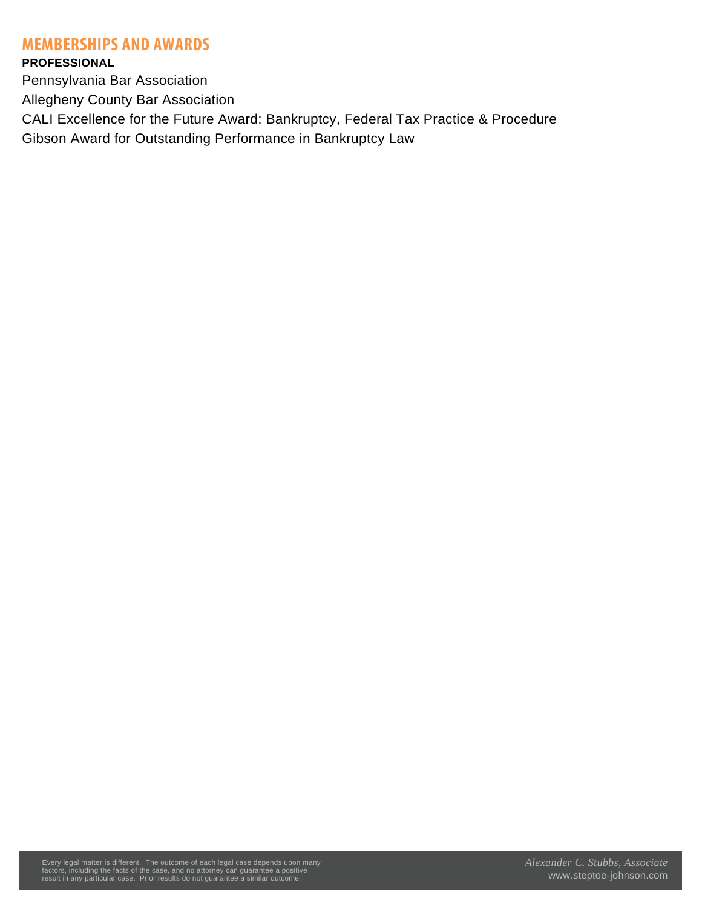## MEMBERSHIPS AND AWARDS

**PROFESSIONAL**

Pennsylvania Bar Association

Allegheny County Bar Association

CALI Excellence for the Future Award: Bankruptcy, Federal Tax Practice & Procedure

Gibson Award for Outstanding Performance in Bankruptcy Law